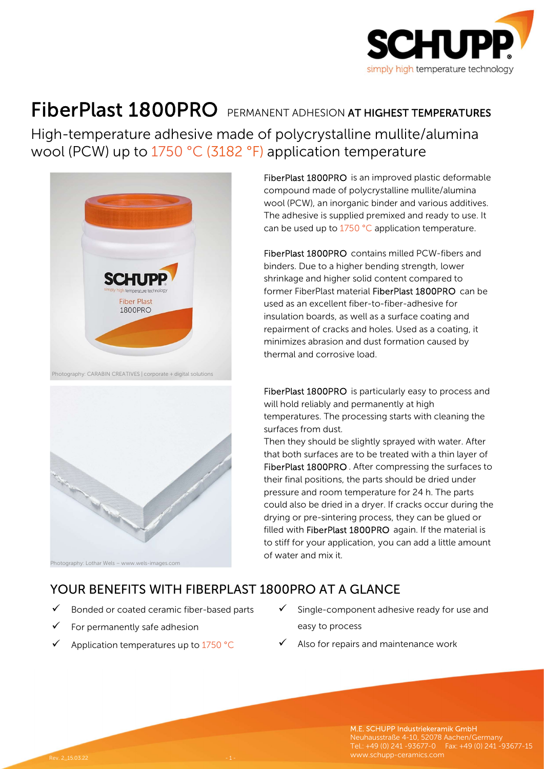# FiberPlast 1800PRO PERMANENT ADHESION **AT HIGHEST TEMPERATURES**

## High-temperature adhesive made of polycrystalline mullite/alumina wool (PCW) up to 1750 °C (3182 °F) application temperature

Photography: CARABIN CREATIVES | corporate + digital solutions

Photography: Lothar Wels – www.wels-images.com

FiberPlast 1800PRO is an improved plastic deformable compound made of polycrystalline mullite/alumina wool (PCW), an inorganic binder and various additives. The adhesive is supplied premixed and ready to use. It can be used up to 1750 °C application temperature.

FiberPlast 1800PRO contains milled PCW-fibers and binders. Due to a higher bending strength, lower shrinkage and higher solid content compared to former FiberPlast material FiberPlast 1800PRO can be used as an excellent fiber-to-fiber-adhesive for insulation boards, as well as a surface coating and repairment of cracks and holes. Used as a coating, it minimizes abrasion and dust formation caused by thermal and corrosive load.

FiberPlast 1800PRO is particularly easy to process and will hold reliably and permanently at high temperatures. The processing starts with cleaning the surfaces from dust.
Then they should be slightly sprayed with water. After that both surfaces are to be treated with a thin layer of FiberPlast 1800PRO. After compressing the surfaces to their final positions, the parts should be dried under pressure and room temperature for 24 h. The parts could also be dried in a dryer. If cracks occur during the drying or pre-sintering process, they can be glued or filled with FiberPlast 1800PRO again. If the material is to stiff for your application, you can add a little amount of water and mix it.

## YOUR BENEFITS WITH FIBERPLAST 1800PRO AT A GLANCE

- ✓ Bonded or coated ceramic fiber-based parts
- ✓ For permanently safe adhesion
- ✓ Application temperatures up to 1750 °C
- ✓ Single-component adhesive ready for use and easy to process
- ✓ Also for repairs and maintenance work

M.E. SCHUPP Industriekeramik GmbH
Neuhausstraße 4-10, 52078 Aachen/Germany
Tel.: +49 (0) 241 -93677-0 Fax: +49 (0) 241 -93677-15
www.schupp-ceramics.com

Rev. 2_15.03.22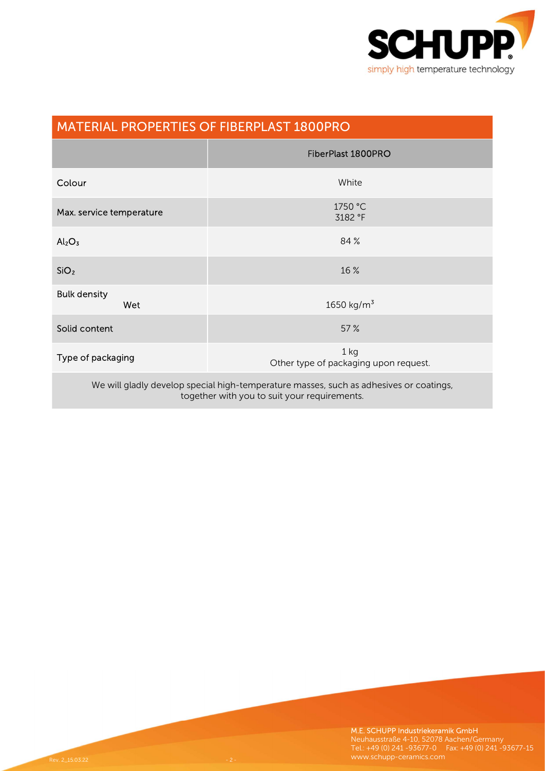## MATERIAL PROPERTIES OF FIBERPLAST 1800PRO

| | FiberPlast 1800PRO |
|---|---|
| Colour | White |
| Max. service temperature | 1750 °C<br>3182 °F |
| $Al_2O_3$ | 84 % |
| $SiO_2$ | 16 % |
| Bulk density<br>Wet | 1650 kg/m$^3$ |
| Solid content | 57 % |
| Type of packaging | 1 kg<br>Other type of packaging upon request. |

We will gladly develop special high-temperature masses, such as adhesives or coatings, together with you to suit your requirements.

M.E. SCHUPP Industriekeramik GmbH
Neuhausstraße 4-10, 52078 Aachen/Germany
Tel.: +49 (0) 241 -93677-0 Fax: +49 (0) 241 -93677-15
www.schupp-ceramics.com